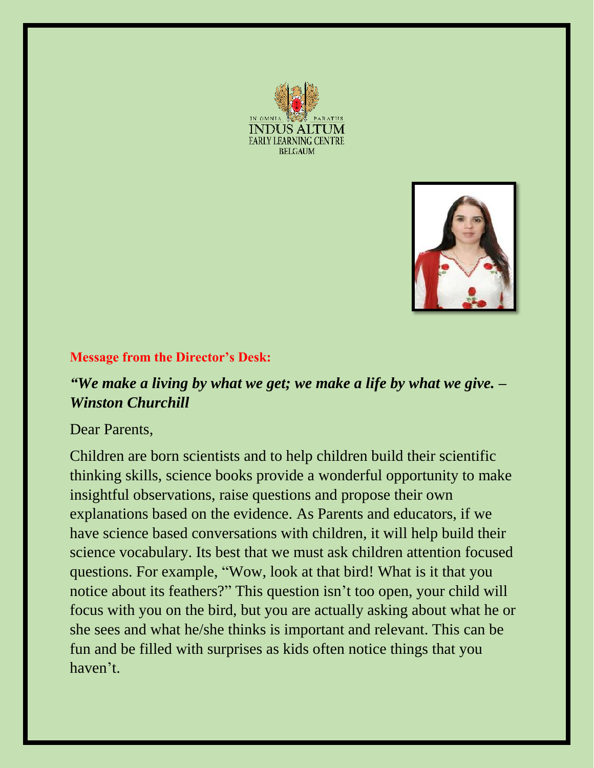IN OMNIA PARATUS
INDUS ALTUM
EARLY LEARNING CENTRE
BELGAUM

**Message from the Director's Desk:**

***"We make a living by what we get; we make a life by what we give. – Winston Churchill***

Dear Parents,

Children are born scientists and to help children build their scientific thinking skills, science books provide a wonderful opportunity to make insightful observations, raise questions and propose their own explanations based on the evidence. As Parents and educators, if we have science based conversations with children, it will help build their science vocabulary. Its best that we must ask children attention focused questions. For example, "Wow, look at that bird! What is it that you notice about its feathers?" This question isn't too open, your child will focus with you on the bird, but you are actually asking about what he or she sees and what he/she thinks is important and relevant. This can be fun and be filled with surprises as kids often notice things that you haven't.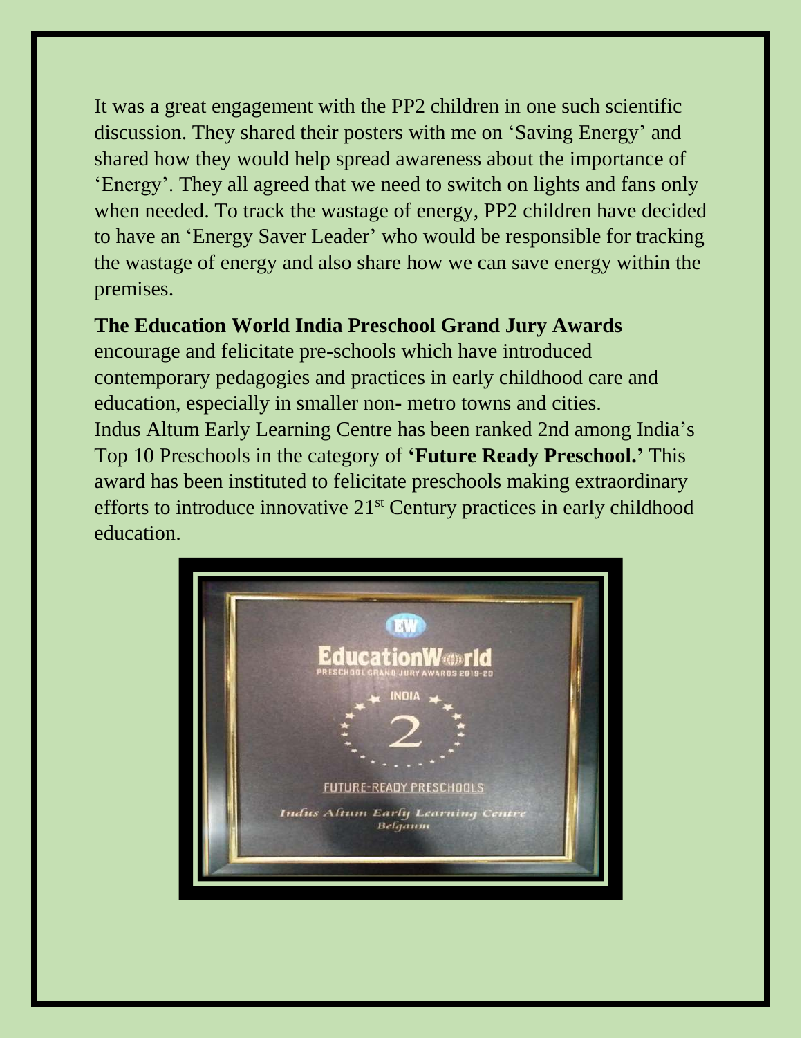It was a great engagement with the PP2 children in one such scientific discussion. They shared their posters with me on 'Saving Energy' and shared how they would help spread awareness about the importance of 'Energy'. They all agreed that we need to switch on lights and fans only when needed. To track the wastage of energy, PP2 children have decided to have an 'Energy Saver Leader' who would be responsible for tracking the wastage of energy and also share how we can save energy within the premises.

**The Education World India Preschool Grand Jury Awards** encourage and felicitate pre-schools which have introduced contemporary pedagogies and practices in early childhood care and education, especially in smaller non- metro towns and cities. Indus Altum Early Learning Centre has been ranked 2nd among India's Top 10 Preschools in the category of **'Future Ready Preschool.'** This award has been instituted to felicitate preschools making extraordinary efforts to introduce innovative 21st Century practices in early childhood education.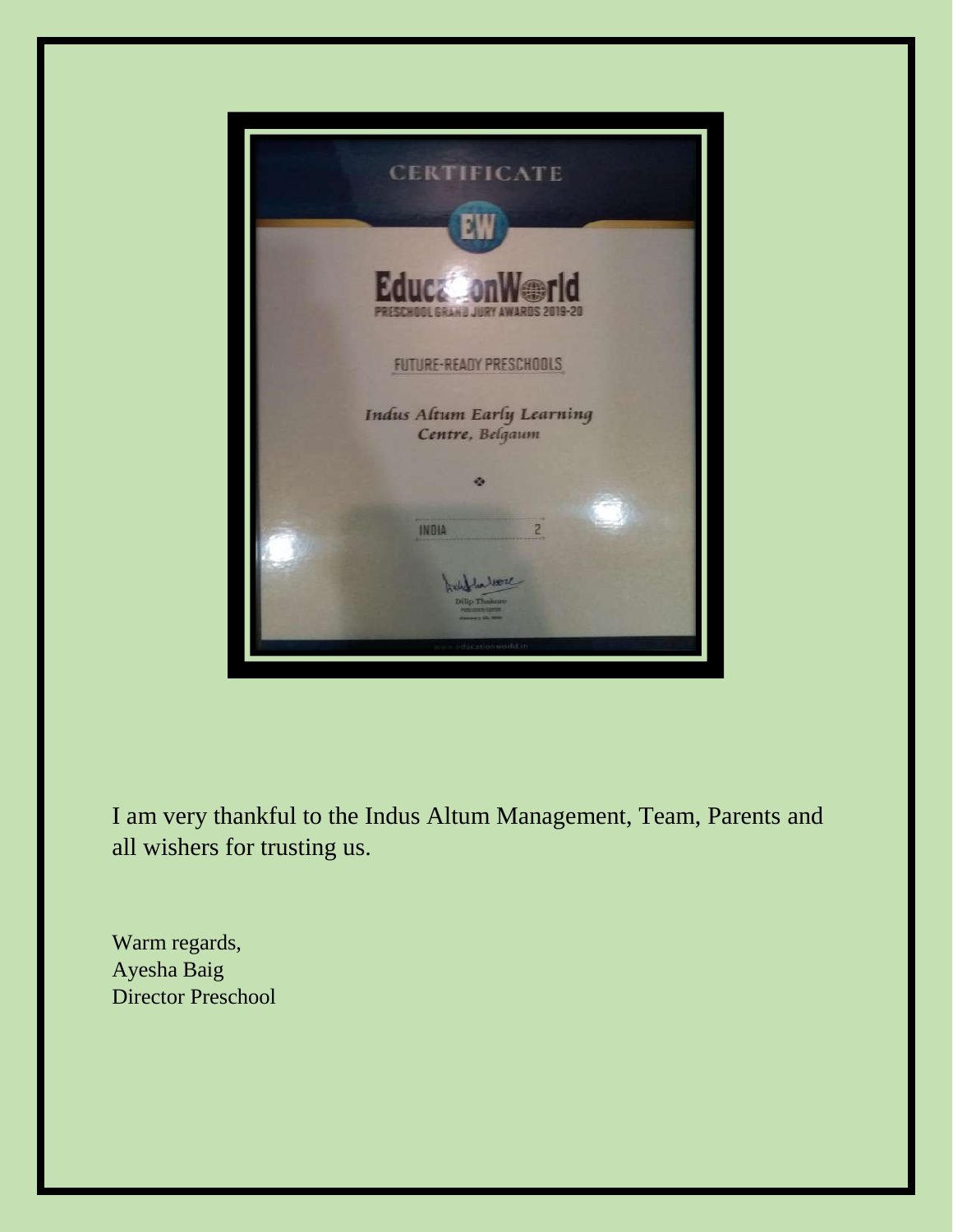I am very thankful to the Indus Altum Management, Team, Parents and all wishers for trusting us.

Warm regards,
Ayesha Baig
Director Preschool